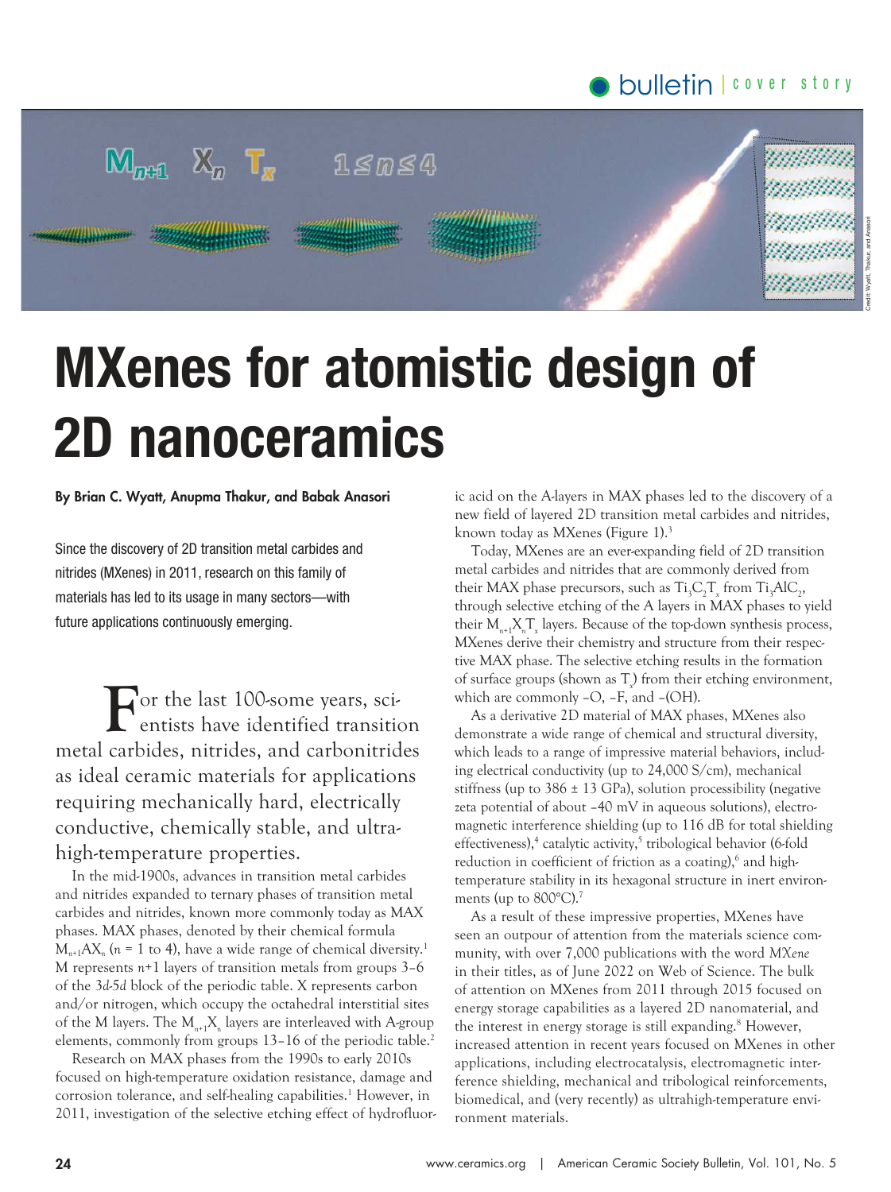# MXenes for atomistic design of 2D nanoceramics

**By Brian C. Wyatt, Anupma Thakur, and Babak Anasori**

Since the discovery of 2D transition metal carbides and nitrides (MXenes) in 2011, research on this family of materials has led to its usage in many sectors—with future applications continuously emerging.

For the last 100-some years, scientists have identified transition metal carbides, nitrides, and carbonitrides as ideal ceramic materials for applications requiring mechanically hard, electrically conductive, chemically stable, and ultrahigh-temperature properties.

In the mid-1900s, advances in transition metal carbides and nitrides expanded to ternary phases of transition metal carbides and nitrides, known more commonly today as MAX phases. MAX phases, denoted by their chemical formula $M_{n+1}AX_n$ ($n$ = 1 to 4), have a wide range of chemical diversity.[1] M represents $n$+1 layers of transition metals from groups 3–6 of the 3$d$-5$d$ block of the periodic table. X represents carbon and/or nitrogen, which occupy the octahedral interstitial sites of the M layers. The $M_{n+1}X_n$ layers are interleaved with A-group elements, commonly from groups 13–16 of the periodic table.[2]

Research on MAX phases from the 1990s to early 2010s focused on high-temperature oxidation resistance, damage and corrosion tolerance, and self-healing capabilities.[1] However, in 2011, investigation of the selective etching effect of hydrofluoric acid on the A-layers in MAX phases led to the discovery of a new field of layered 2D transition metal carbides and nitrides, known today as MXenes (Figure 1).[3]

Today, MXenes are an ever-expanding field of 2D transition metal carbides and nitrides that are commonly derived from their MAX phase precursors, such as $Ti_3C_2T_x$ from $Ti_3AlC_2$, through selective etching of the A layers in MAX phases to yield their $M_{n+1}X_nT_x$ layers. Because of the top-down synthesis process, MXenes derive their chemistry and structure from their respective MAX phase. The selective etching results in the formation of surface groups (shown as $T_x$) from their etching environment, which are commonly –O, –F, and –(OH).

As a derivative 2D material of MAX phases, MXenes also demonstrate a wide range of chemical and structural diversity, which leads to a range of impressive material behaviors, including electrical conductivity (up to 24,000 S/cm), mechanical stiffness (up to 386 ± 13 GPa), solution processibility (negative zeta potential of about –40 mV in aqueous solutions), electromagnetic interference shielding (up to 116 dB for total shielding effectiveness),[4] catalytic activity,[5] tribological behavior (6-fold reduction in coefficient of friction as a coating),[6] and high-temperature stability in its hexagonal structure in inert environments (up to 800°C).[7]

As a result of these impressive properties, MXenes have seen an outpour of attention from the materials science community, with over 7,000 publications with the word *MXene* in their titles, as of June 2022 on Web of Science. The bulk of attention on MXenes from 2011 through 2015 focused on energy storage capabilities as a layered 2D nanomaterial, and the interest in energy storage is still expanding.[8] However, increased attention in recent years focused on MXenes in other applications, including electrocatalysis, electromagnetic interference shielding, mechanical and tribological reinforcements, biomedical, and (very recently) as ultrahigh-temperature environment materials.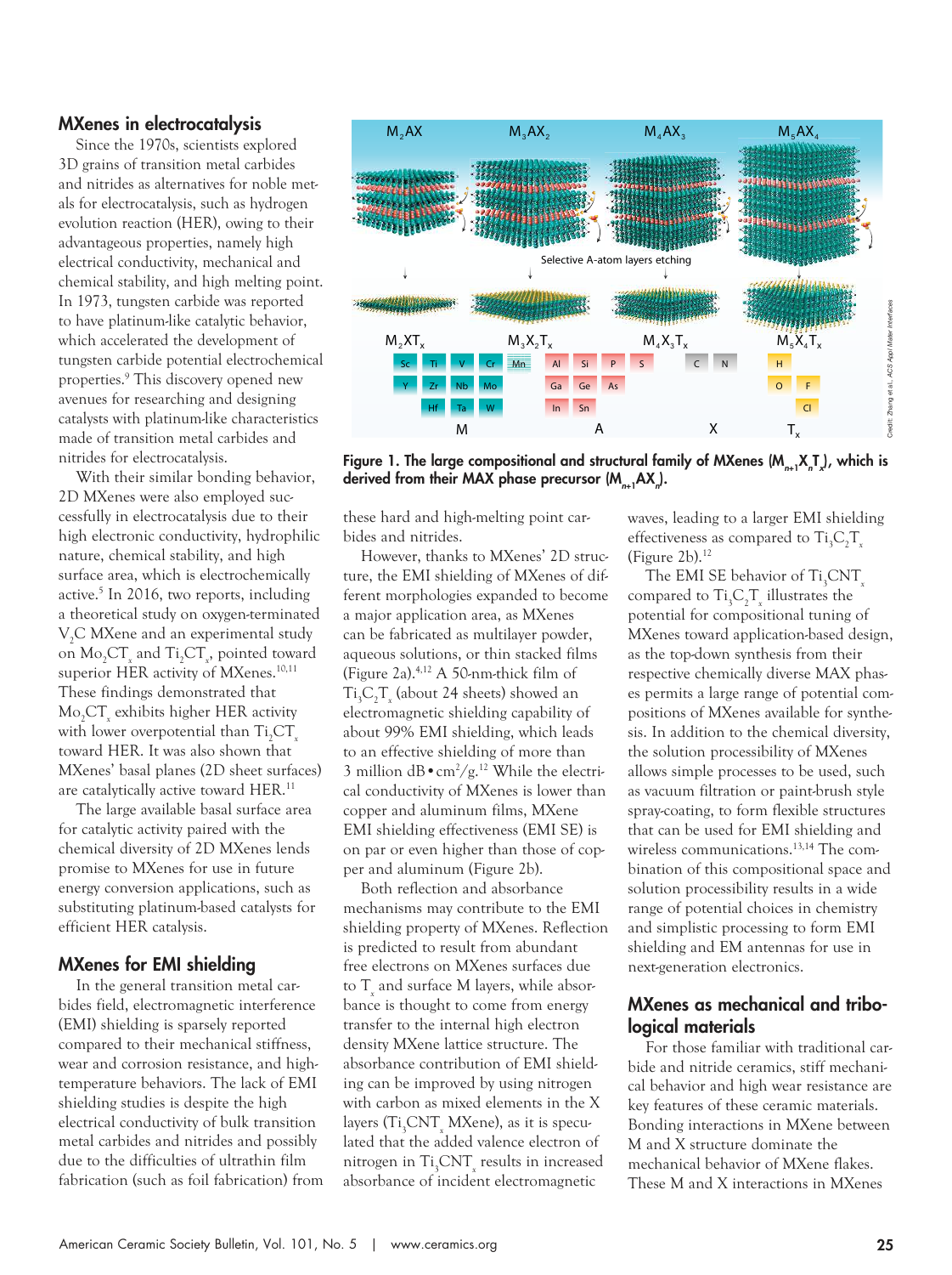## MXenes in electrocatalysis

Since the 1970s, scientists explored 3D grains of transition metal carbides and nitrides as alternatives for noble metals for electrocatalysis, such as hydrogen evolution reaction (HER), owing to their advantageous properties, namely high electrical conductivity, mechanical and chemical stability, and high melting point. In 1973, tungsten carbide was reported to have platinum-like catalytic behavior, which accelerated the development of tungsten carbide potential electrochemical properties.[9] This discovery opened new avenues for researching and designing catalysts with platinum-like characteristics made of transition metal carbides and nitrides for electrocatalysis.

With their similar bonding behavior, 2D MXenes were also employed successfully in electrocatalysis due to their high electronic conductivity, hydrophilic nature, chemical stability, and high surface area, which is electrochemically active.[5] In 2016, two reports, including a theoretical study on oxygen-terminated $V_2C$ MXene and an experimental study on $Mo_2CT_x$ and $Ti_2CT_x$, pointed toward superior HER activity of MXenes.[10,11] These findings demonstrated that $Mo_2CT_x$ exhibits higher HER activity with lower overpotential than $Ti_2CT_x$ toward HER. It was also shown that MXenes' basal planes (2D sheet surfaces) are catalytically active toward HER.[11]

The large available basal surface area for catalytic activity paired with the chemical diversity of 2D MXenes lends promise to MXenes for use in future energy conversion applications, such as substituting platinum-based catalysts for efficient HER catalysis.

## MXenes for EMI shielding

In the general transition metal carbides field, electromagnetic interference (EMI) shielding is sparsely reported compared to their mechanical stiffness, wear and corrosion resistance, and high-temperature behaviors. The lack of EMI shielding studies is despite the high electrical conductivity of bulk transition metal carbides and nitrides and possibly due to the difficulties of ultrathin film fabrication (such as foil fabrication) from these hard and high-melting point carbides and nitrides.

However, thanks to MXenes' 2D structure, the EMI shielding of MXenes of different morphologies expanded to become a major application area, as MXenes can be fabricated as multilayer powder, aqueous solutions, or thin stacked films (Figure 2a).[4,12] A 50-nm-thick film of $Ti_3C_2T_x$ (about 24 sheets) showed an electromagnetic shielding capability of about 99% EMI shielding, which leads to an effective shielding of more than 3 million dB•cm$^2$/g.[12] While the electrical conductivity of MXenes is lower than copper and aluminum films, MXene EMI shielding effectiveness (EMI SE) is on par or even higher than those of copper and aluminum (Figure 2b).

Both reflection and absorbance mechanisms may contribute to the EMI shielding property of MXenes. Reflection is predicted to result from abundant free electrons on MXenes surfaces due to $T_x$ and surface M layers, while absorbance is thought to come from energy transfer to the internal high electron density MXene lattice structure. The absorbance contribution of EMI shielding can be improved by using nitrogen with carbon as mixed elements in the X layers ($Ti_3CNT_x$ MXene), as it is speculated that the added valence electron of nitrogen in $Ti_3CNT_x$ results in increased absorbance of incident electromagnetic waves, leading to a larger EMI shielding effectiveness as compared to $Ti_3C_2T_x$ (Figure 2b).[12]

The EMI SE behavior of $Ti_3CNT_x$ compared to $Ti_3C_2T_x$ illustrates the potential for compositional tuning of MXenes toward application-based design, as the top-down synthesis from their respective chemically diverse MAX phases permits a large range of potential compositions of MXenes available for synthesis. In addition to the chemical diversity, the solution processibility of MXenes allows simple processes to be used, such as vacuum filtration or paint-brush style spray-coating, to form flexible structures that can be used for EMI shielding and wireless communications.[13,14] The combination of this compositional space and solution processibility results in a wide range of potential choices in chemistry and simplistic processing to form EMI shielding and EM antennas for use in next-generation electronics.

**Figure 1. The large compositional and structural family of MXenes ($M_{n+1}X_nT_x$), which is derived from their MAX phase precursor ($M_{n+1}AX_n$).**

## MXenes as mechanical and tribological materials

For those familiar with traditional carbide and nitride ceramics, stiff mechanical behavior and high wear resistance are key features of these ceramic materials. Bonding interactions in MXene between M and X structure dominate the mechanical behavior of MXene flakes. These M and X interactions in MXenes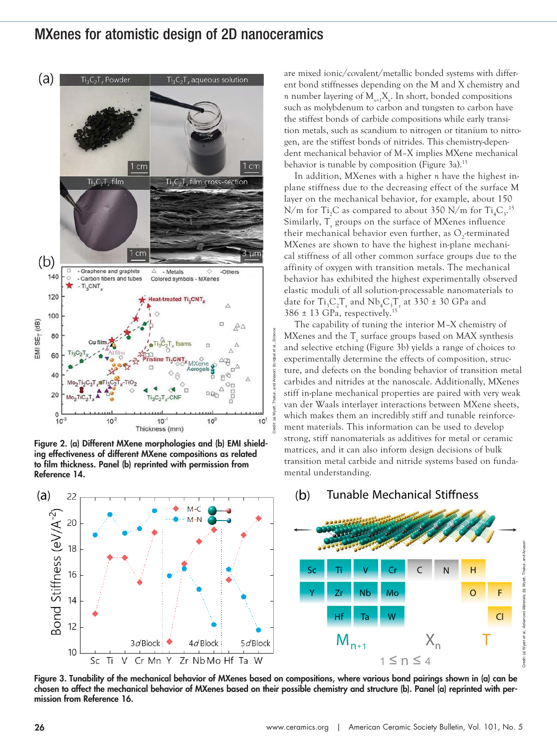Figure 2. (a) Different MXene morphologies and (b) EMI shielding effectiveness of different MXene compositions as related to film thickness. Panel (b) reprinted with permission from Reference 14.

are mixed ionic/covalent/metallic bonded systems with different bond stiffnesses depending on the M and X chemistry and $n$ number layering of $M_{n+1}X_n$. In short, bonded compositions such as molybdenum to carbon and tungsten to carbon have the stiffest bonds of carbide compositions while early transition metals, such as scandium to nitrogen or titanium to nitrogen, are the stiffest bonds of nitrides. This chemistry-dependent mechanical behavior of M–X implies MXene mechanical behavior is tunable by composition (Figure 3a).[15]

In addition, MXenes with a higher $n$ have the highest in-plane stiffness due to the decreasing effect of the surface M layer on the mechanical behavior, for example, about 150 N/m for $Ti_2C$ as compared to about 350 N/m for $Ti_4C_3$.[15] Similarly, $T_x$ groups on the surface of MXenes influence their mechanical behavior even further, as $O_2$-terminated MXenes are shown to have the highest in-plane mechanical stiffness of all other common surface groups due to the affinity of oxygen with transition metals. The mechanical behavior has exhibited the highest experimentally observed elastic moduli of all solution-processable nanomaterials to date for $Ti_3C_2T_x$ and $Nb_4C_3T_x$ at 330 ± 30 GPa and 386 ± 13 GPa, respectively.[15]

The capability of tuning the interior M–X chemistry of MXenes and the $T_x$ surface groups based on MAX synthesis and selective etching (Figure 3b) yields a range of choices to experimentally determine the effects of composition, structure, and defects on the bonding behavior of transition metal carbides and nitrides at the nanoscale. Additionally, MXenes stiff in-plane mechanical properties are paired with very weak van der Waals interlayer interactions between MXene sheets, which makes them an incredibly stiff and tunable reinforcement materials. This information can be used to develop strong, stiff nanomaterials as additives for metal or ceramic matrices, and it can also inform design decisions of bulk transition metal carbide and nitride systems based on fundamental understanding.

Figure 3. Tunability of the mechanical behavior of MXenes based on compositions, where various bond pairings shown in (a) can be chosen to affect the mechanical behavior of MXenes based on their possible chemistry and structure (b). Panel (a) reprinted with permission from Reference 16.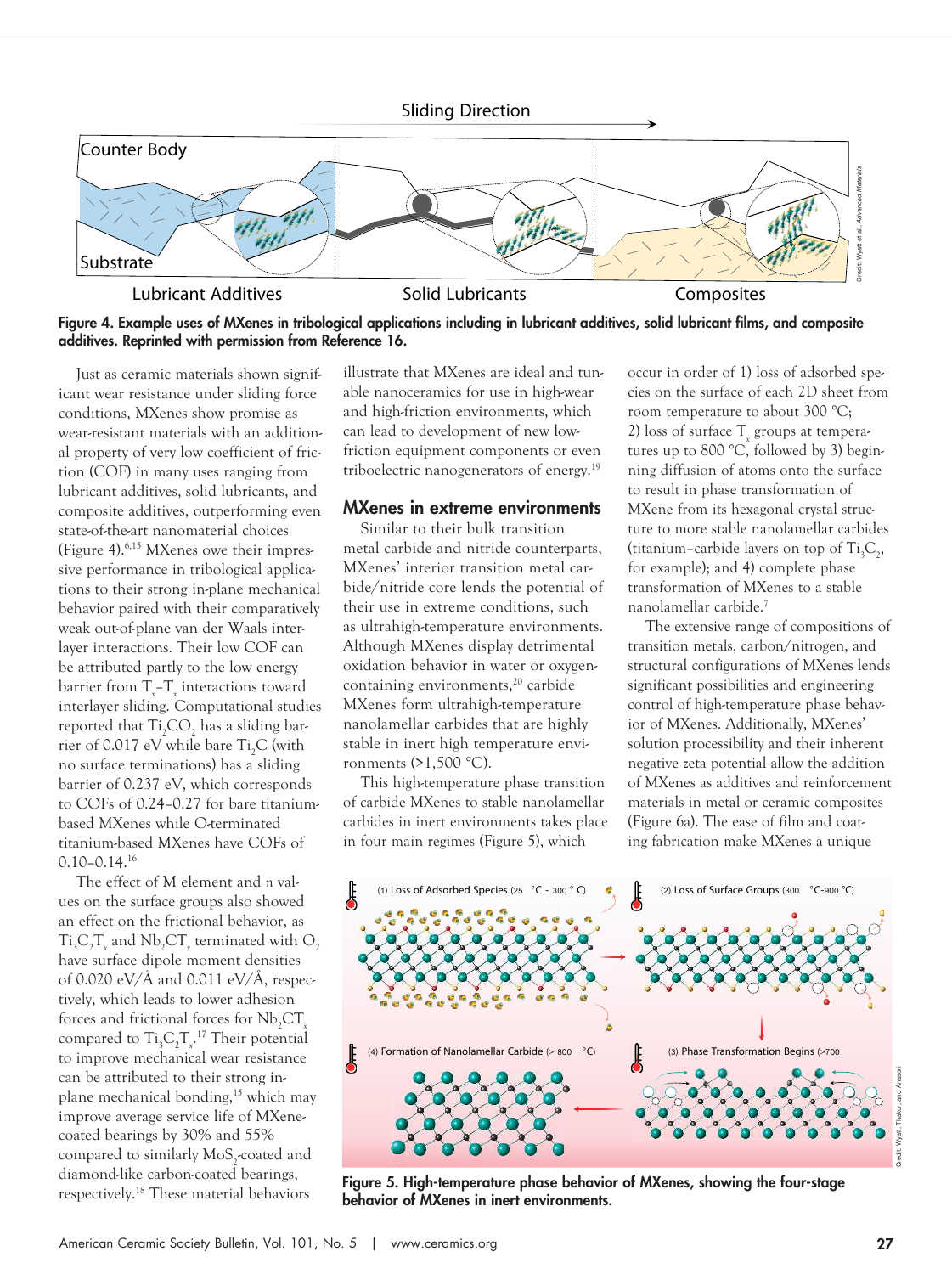**Figure 4. Example uses of MXenes in tribological applications including in lubricant additives, solid lubricant films, and composite additives. Reprinted with permission from Reference 16.**

Just as ceramic materials shown significant wear resistance under sliding force conditions, MXenes show promise as wear-resistant materials with an additional property of very low coefficient of friction (COF) in many uses ranging from lubricant additives, solid lubricants, and composite additives, outperforming even state-of-the-art nanomaterial choices (Figure 4).[6,15] MXenes owe their impressive performance in tribological applications to their strong in-plane mechanical behavior paired with their comparatively weak out-of-plane van der Waals interlayer interactions. Their low COF can be attributed partly to the low energy barrier from $T_x$–$T_x$ interactions toward interlayer sliding. Computational studies reported that $Ti_2CO_2$ has a sliding barrier of 0.017 eV while bare $Ti_2C$ (with no surface terminations) has a sliding barrier of 0.237 eV, which corresponds to COFs of 0.24–0.27 for bare titanium-based MXenes while O-terminated titanium-based MXenes have COFs of 0.10–0.14.[16]

The effect of M element and *n* values on the surface groups also showed an effect on the frictional behavior, as $Ti_3C_2T_x$ and $Nb_2CT_x$ terminated with $O_2$ have surface dipole moment densities of 0.020 eV/Å and 0.011 eV/Å, respectively, which leads to lower adhesion forces and frictional forces for $Nb_2CT_x$ compared to $Ti_3C_2T_x$.[17] Their potential to improve mechanical wear resistance can be attributed to their strong in-plane mechanical bonding,[15] which may improve average service life of MXene-coated bearings by 30% and 55% compared to similarly $MoS_2$-coated and diamond-like carbon-coated bearings, respectively.[18] These material behaviors illustrate that MXenes are ideal and tunable nanoceramics for use in high-wear and high-friction environments, which can lead to development of new low-friction equipment components or even triboelectric nanogenerators of energy.[19]

## MXenes in extreme environments

Similar to their bulk transition metal carbide and nitride counterparts, MXenes' interior transition metal carbide/nitride core lends the potential of their use in extreme conditions, such as ultrahigh-temperature environments. Although MXenes display detrimental oxidation behavior in water or oxygen-containing environments,[20] carbide MXenes form ultrahigh-temperature nanolamellar carbides that are highly stable in inert high temperature environments (>1,500 °C).

This high-temperature phase transition of carbide MXenes to stable nanolamellar carbides in inert environments takes place in four main regimes (Figure 5), which occur in order of 1) loss of adsorbed species on the surface of each 2D sheet from room temperature to about 300 °C; 2) loss of surface $T_x$ groups at temperatures up to 800 °C, followed by 3) beginning diffusion of atoms onto the surface to result in phase transformation of MXene from its hexagonal crystal structure to more stable nanolamellar carbides (titanium–carbide layers on top of $Ti_3C_2$, for example); and 4) complete phase transformation of MXenes to a stable nanolamellar carbide.[7]

The extensive range of compositions of transition metals, carbon/nitrogen, and structural configurations of MXenes lends significant possibilities and engineering control of high-temperature phase behavior of MXenes. Additionally, MXenes' solution processibility and their inherent negative zeta potential allow the addition of MXenes as additives and reinforcement materials in metal or ceramic composites (Figure 6a). The ease of film and coating fabrication make MXenes a unique

**Figure 5. High-temperature phase behavior of MXenes, showing the four-stage behavior of MXenes in inert environments.**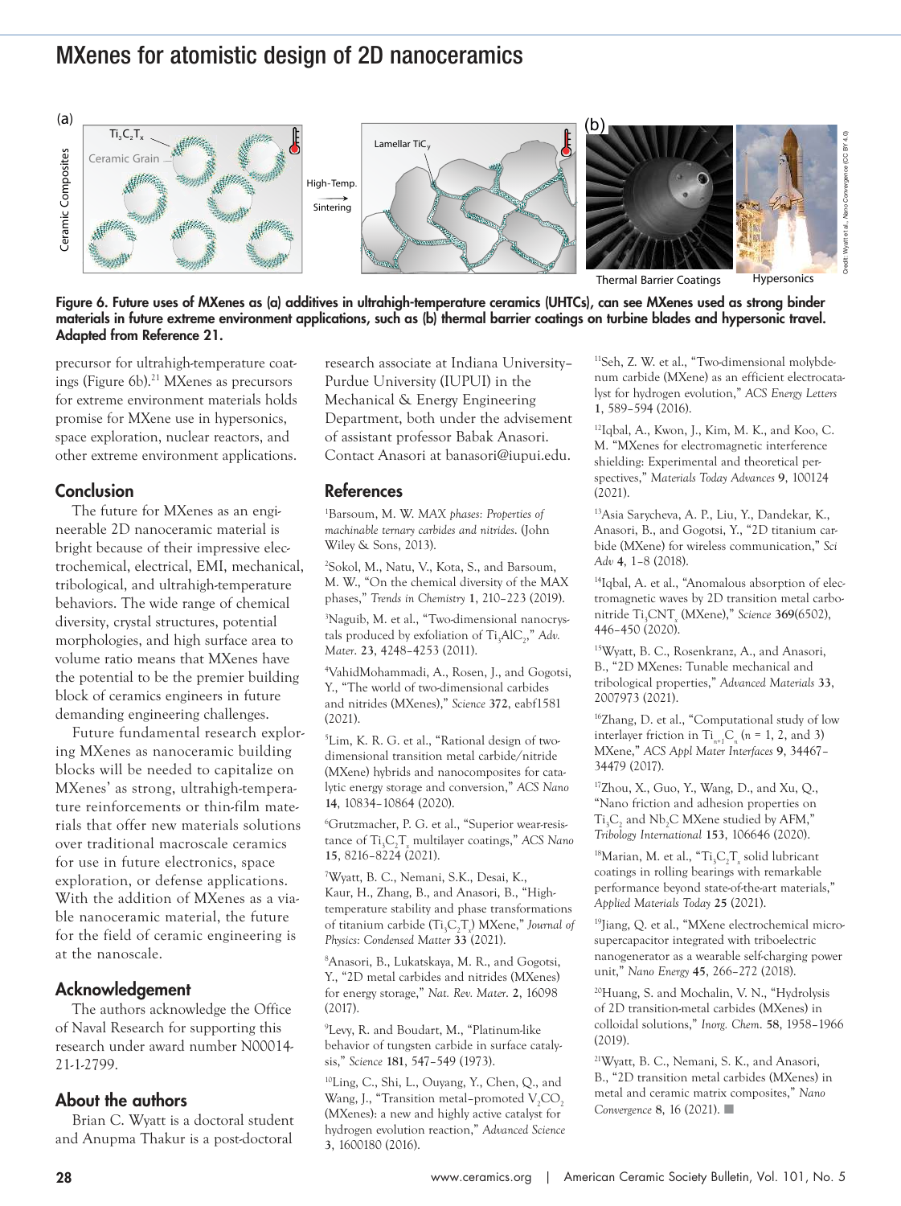(a)

Ceramic Composites

$Ti_3C_2T_x$

Ceramic Grain

High-Temp. Sintering

Lamellar $TiC_y$

(b)

Thermal Barrier Coatings

Hypersonics

Credit: Wyatt et al., Nano Convergence (CC BY 4.0)

**Figure 6. Future uses of MXenes as (a) additives in ultrahigh-temperature ceramics (UHTCs), can see MXenes used as strong binder materials in future extreme environment applications, such as (b) thermal barrier coatings on turbine blades and hypersonic travel. Adapted from Reference 21.**

precursor for ultrahigh-temperature coatings (Figure 6b).[21] MXenes as precursors for extreme environment materials holds promise for MXene use in hypersonics, space exploration, nuclear reactors, and other extreme environment applications.

## Conclusion

The future for MXenes as an engineerable 2D nanoceramic material is bright because of their impressive electrochemical, electrical, EMI, mechanical, tribological, and ultrahigh-temperature behaviors. The wide range of chemical diversity, crystal structures, potential morphologies, and high surface area to volume ratio means that MXenes have the potential to be the premier building block of ceramics engineers in future demanding engineering challenges.

Future fundamental research exploring MXenes as nanoceramic building blocks will be needed to capitalize on MXenes' as strong, ultrahigh-temperature reinforcements or thin-film materials that offer new materials solutions over traditional macroscale ceramics for use in future electronics, space exploration, or defense applications. With the addition of MXenes as a viable nanoceramic material, the future for the field of ceramic engineering is at the nanoscale.

## Acknowledgement

The authors acknowledge the Office of Naval Research for supporting this research under award number N00014-21-1-2799.

## About the authors

Brian C. Wyatt is a doctoral student and Anupma Thakur is a post-doctoral research associate at Indiana University–Purdue University (IUPUI) in the Mechanical & Energy Engineering Department, both under the advisement of assistant professor Babak Anasori. Contact Anasori at banasori@iupui.edu.

## References

[1] Barsoum, M. W. *MAX phases: Properties of machinable ternary carbides and nitrides*. (John Wiley & Sons, 2013).

[2] Sokol, M., Natu, V., Kota, S., and Barsoum, M. W., "On the chemical diversity of the MAX phases," *Trends in Chemistry* **1**, 210–223 (2019).

[3] Naguib, M. et al., "Two-dimensional nanocrystals produced by exfoliation of $Ti_3AlC_2$," *Adv. Mater.* **23**, 4248–4253 (2011).

[4] VahidMohammadi, A., Rosen, J., and Gogotsi, Y., "The world of two-dimensional carbides and nitrides (MXenes)," *Science* **372**, eabf1581 (2021).

[5] Lim, K. R. G. et al., "Rational design of two-dimensional transition metal carbide/nitride (MXene) hybrids and nanocomposites for catalytic energy storage and conversion," *ACS Nano* **14**, 10834–10864 (2020).

[6] Grutzmacher, P. G. et al., "Superior wear-resistance of $Ti_3C_2T_x$ multilayer coatings," *ACS Nano* **15**, 8216–8224 (2021).

[7] Wyatt, B. C., Nemani, S.K., Desai, K., Kaur, H., Zhang, B., and Anasori, B., "High-temperature stability and phase transformations of titanium carbide ($Ti_3C_2T_x$) MXene," *Journal of Physics: Condensed Matter* **33** (2021).

[8] Anasori, B., Lukatskaya, M. R., and Gogotsi, Y., "2D metal carbides and nitrides (MXenes) for energy storage," *Nat. Rev. Mater.* **2**, 16098 (2017).

[9] Levy, R. and Boudart, M., "Platinum-like behavior of tungsten carbide in surface catalysis," *Science* **181**, 547–549 (1973).

[10] Ling, C., Shi, L., Ouyang, Y., Chen, Q., and Wang, J., "Transition metal–promoted $V_2CO_2$ (MXenes): a new and highly active catalyst for hydrogen evolution reaction," *Advanced Science* **3**, 1600180 (2016).

[11] Seh, Z. W. et al., "Two-dimensional molybdenum carbide (MXene) as an efficient electrocatalyst for hydrogen evolution," *ACS Energy Letters* **1**, 589–594 (2016).

[12] Iqbal, A., Kwon, J., Kim, M. K., and Koo, C. M. "MXenes for electromagnetic interference shielding: Experimental and theoretical perspectives," *Materials Today Advances* **9**, 100124 (2021).

[13] Asia Sarycheva, A. P., Liu, Y., Dandekar, K., Anasori, B., and Gogotsi, Y., "2D titanium carbide (MXene) for wireless communication," *Sci Adv* **4**, 1–8 (2018).

[14] Iqbal, A. et al., "Anomalous absorption of electromagnetic waves by 2D transition metal carbonitride $Ti_3CNT_x$ (MXene)," *Science* **369**(6502), 446–450 (2020).

[15] Wyatt, B. C., Rosenkranz, A., and Anasori, B., "2D MXenes: Tunable mechanical and tribological properties," *Advanced Materials* **33**, 2007973 (2021).

[16] Zhang, D. et al., "Computational study of low interlayer friction in $Ti_{n+1}C_n$ ($n$ = 1, 2, and 3) MXene," *ACS Appl Mater Interfaces* **9**, 34467–34479 (2017).

[17] Zhou, X., Guo, Y., Wang, D., and Xu, Q., "Nano friction and adhesion properties on $Ti_3C_2$ and $Nb_2C$ MXene studied by AFM," *Tribology International* **153**, 106646 (2020).

[18] Marian, M. et al., "$Ti_3C_2T_x$ solid lubricant coatings in rolling bearings with remarkable performance beyond state-of-the-art materials," *Applied Materials Today* **25** (2021).

[19] Jiang, Q. et al., "MXene electrochemical microsupercapacitor integrated with triboelectric nanogenerator as a wearable self-charging power unit," *Nano Energy* **45**, 266–272 (2018).

[20] Huang, S. and Mochalin, V. N., "Hydrolysis of 2D transition-metal carbides (MXenes) in colloidal solutions," *Inorg. Chem.* **58**, 1958–1966 (2019).

[21] Wyatt, B. C., Nemani, S. K., and Anasori, B., "2D transition metal carbides (MXenes) in metal and ceramic matrix composites," *Nano Convergence* **8**, 16 (2021). ■